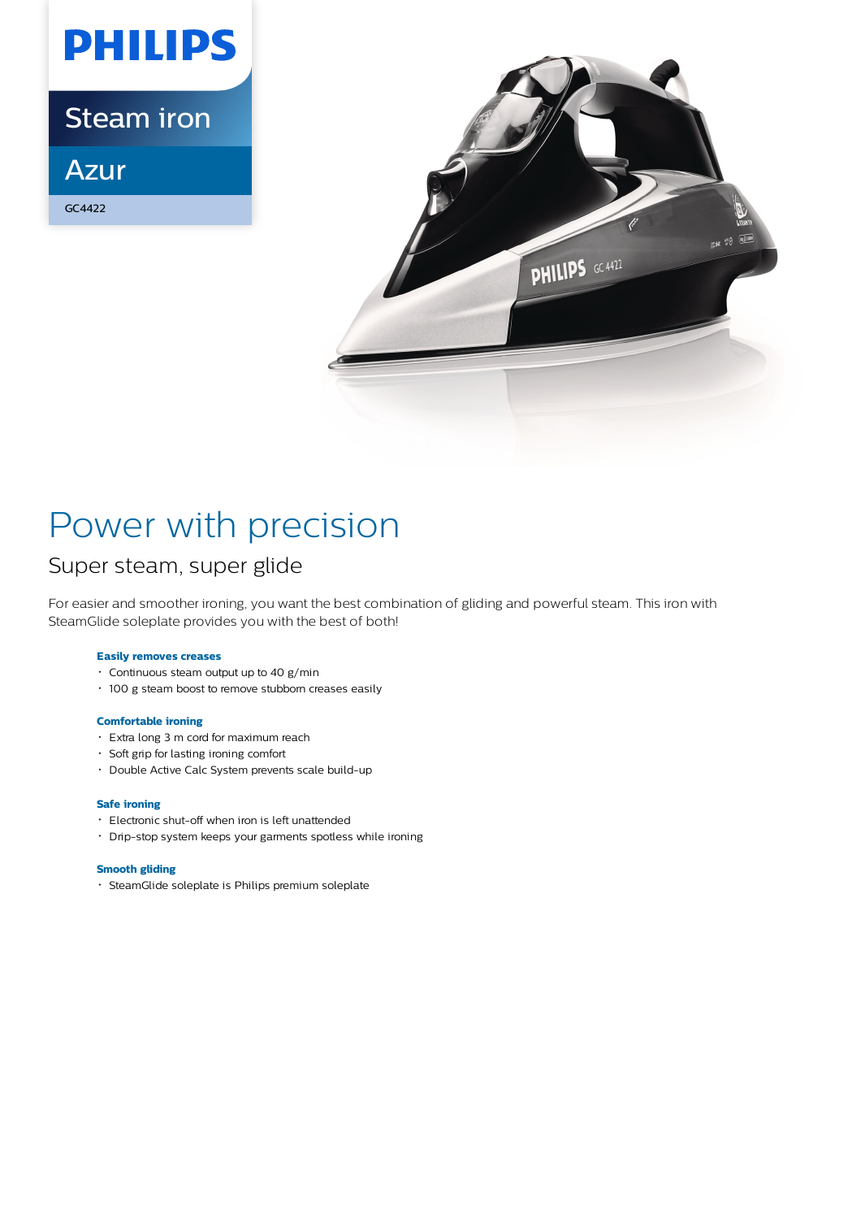PHILIPS

Steam iron

Azur

GC4422

# Power with precision

## Super steam, super glide

For easier and smoother ironing, you want the best combination of gliding and powerful steam. This iron with SteamGlide soleplate provides you with the best of both!

**Easily removes creases**

- Continuous steam output up to 40 g/min
- 100 g steam boost to remove stubborn creases easily

**Comfortable ironing**

- Extra long 3 m cord for maximum reach
- Soft grip for lasting ironing comfort
- Double Active Calc System prevents scale build-up

**Safe ironing**

- Electronic shut-off when iron is left unattended
- Drip-stop system keeps your garments spotless while ironing

**Smooth gliding**

- SteamGlide soleplate is Philips premium soleplate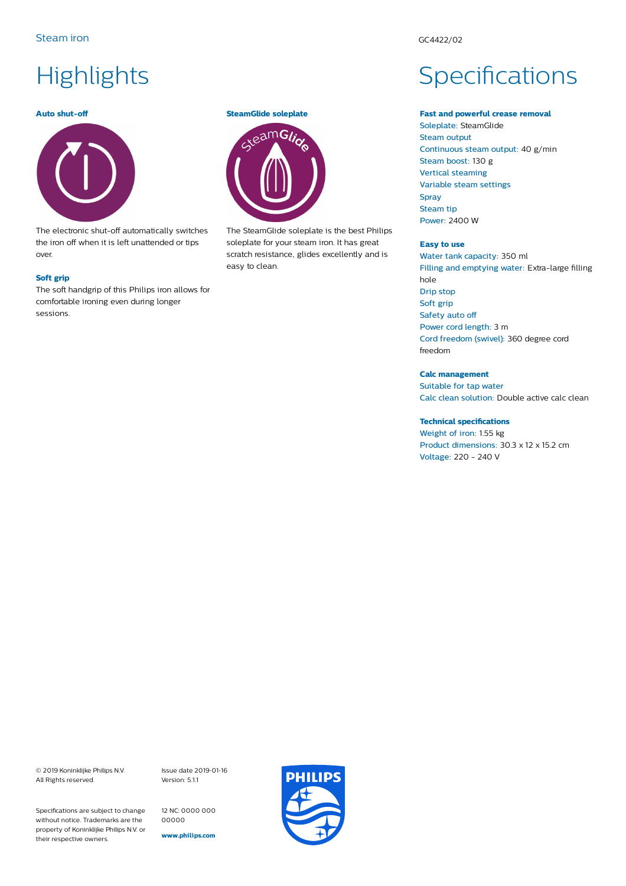Steam iron

GC4422/02

# Highlights

### Auto shut-off

The electronic shut-off automatically switches the iron off when it is left unattended or tips over.

### Soft grip

The soft handgrip of this Philips iron allows for comfortable ironing even during longer sessions.

### SteamGlide soleplate

The SteamGlide soleplate is the best Philips soleplate for your steam iron. It has great scratch resistance, glides excellently and is easy to clean.

# Specifications

### Fast and powerful crease removal

- Soleplate: SteamGlide
- Steam output
- Continuous steam output: 40 g/min
- Steam boost: 130 g
- Vertical steaming
- Variable steam settings
- Spray
- Steam tip
- Power: 2400 W

### Easy to use

- Water tank capacity: 350 ml
- Filling and emptying water: Extra-large filling hole
- Drip stop
- Soft grip
- Safety auto off
- Power cord length: 3 m
- Cord freedom (swivel): 360 degree cord freedom

### Calc management

- Suitable for tap water
- Calc clean solution: Double active calc clean

### Technical specifications

- Weight of iron: 1.55 kg
- Product dimensions: 30.3 x 12 x 15.2 cm
- Voltage: 220 - 240 V

© 2019 Koninklijke Philips N.V.
All Rights reserved.

Specifications are subject to change without notice. Trademarks are the property of Koninklijke Philips N.V. or their respective owners.

Issue date 2019-01-16
Version: 5.1.1

12 NC: 0000 000 00000

www.philips.com